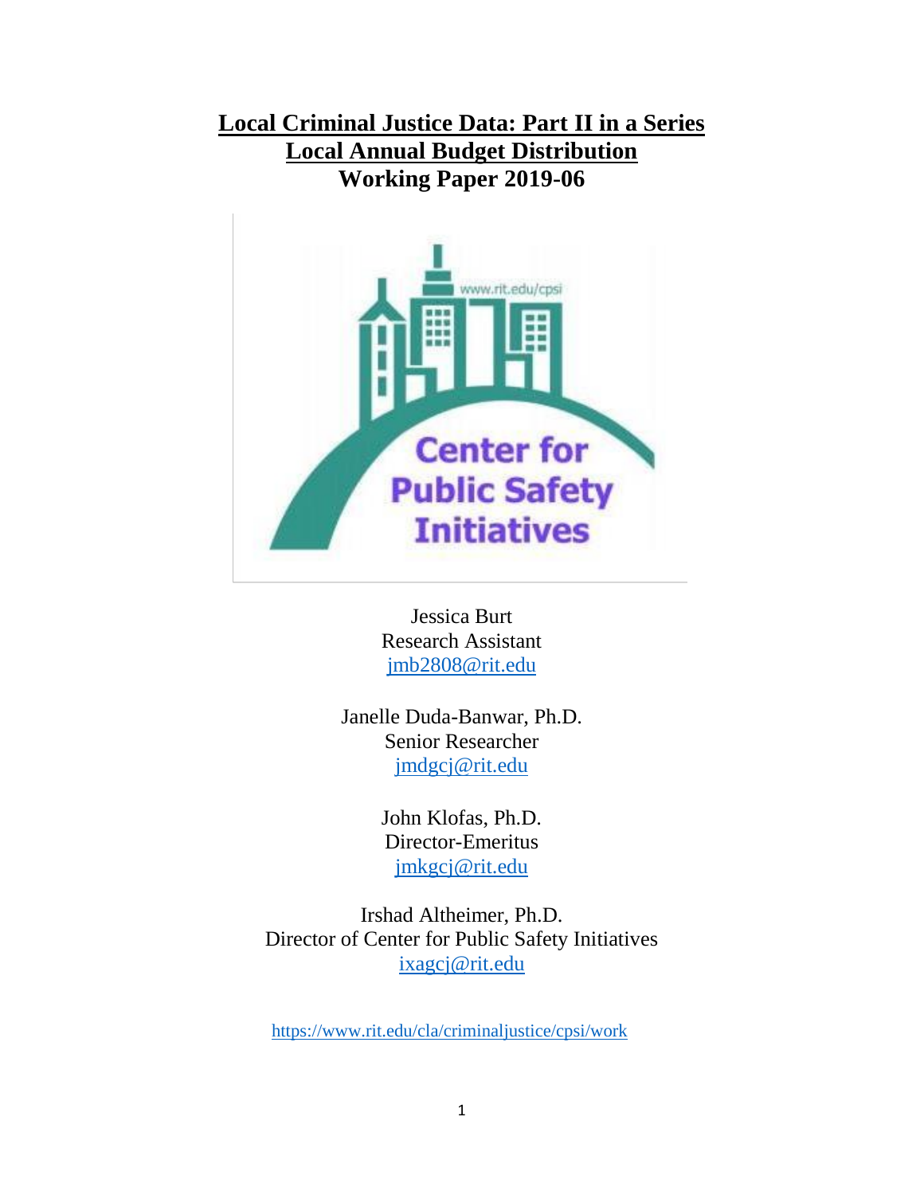# Local Criminal Justice Data: Part II in a Series
# Local Annual Budget Distribution
# Working Paper 2019-06

Jessica Burt
Research Assistant
jmb2808@rit.edu

Janelle Duda-Banwar, Ph.D.
Senior Researcher
jmdgcj@rit.edu

John Klofas, Ph.D.
Director-Emeritus
jmkgcj@rit.edu

Irshad Altheimer, Ph.D.
Director of Center for Public Safety Initiatives
ixagcj@rit.edu

https://www.rit.edu/cla/criminaljustice/cpsi/work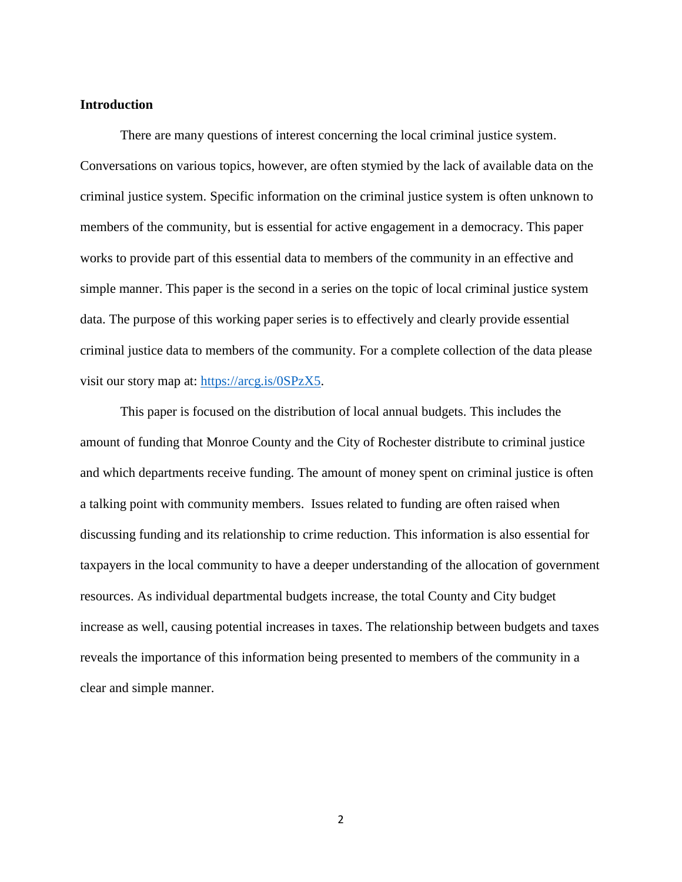## Introduction

There are many questions of interest concerning the local criminal justice system. Conversations on various topics, however, are often stymied by the lack of available data on the criminal justice system. Specific information on the criminal justice system is often unknown to members of the community, but is essential for active engagement in a democracy. This paper works to provide part of this essential data to members of the community in an effective and simple manner. This paper is the second in a series on the topic of local criminal justice system data. The purpose of this working paper series is to effectively and clearly provide essential criminal justice data to members of the community. For a complete collection of the data please visit our story map at: [https://arcg.is/0SPzX5](https://arcg.is/0SPzX5).

This paper is focused on the distribution of local annual budgets. This includes the amount of funding that Monroe County and the City of Rochester distribute to criminal justice and which departments receive funding. The amount of money spent on criminal justice is often a talking point with community members. Issues related to funding are often raised when discussing funding and its relationship to crime reduction. This information is also essential for taxpayers in the local community to have a deeper understanding of the allocation of government resources. As individual departmental budgets increase, the total County and City budget increase as well, causing potential increases in taxes. The relationship between budgets and taxes reveals the importance of this information being presented to members of the community in a clear and simple manner.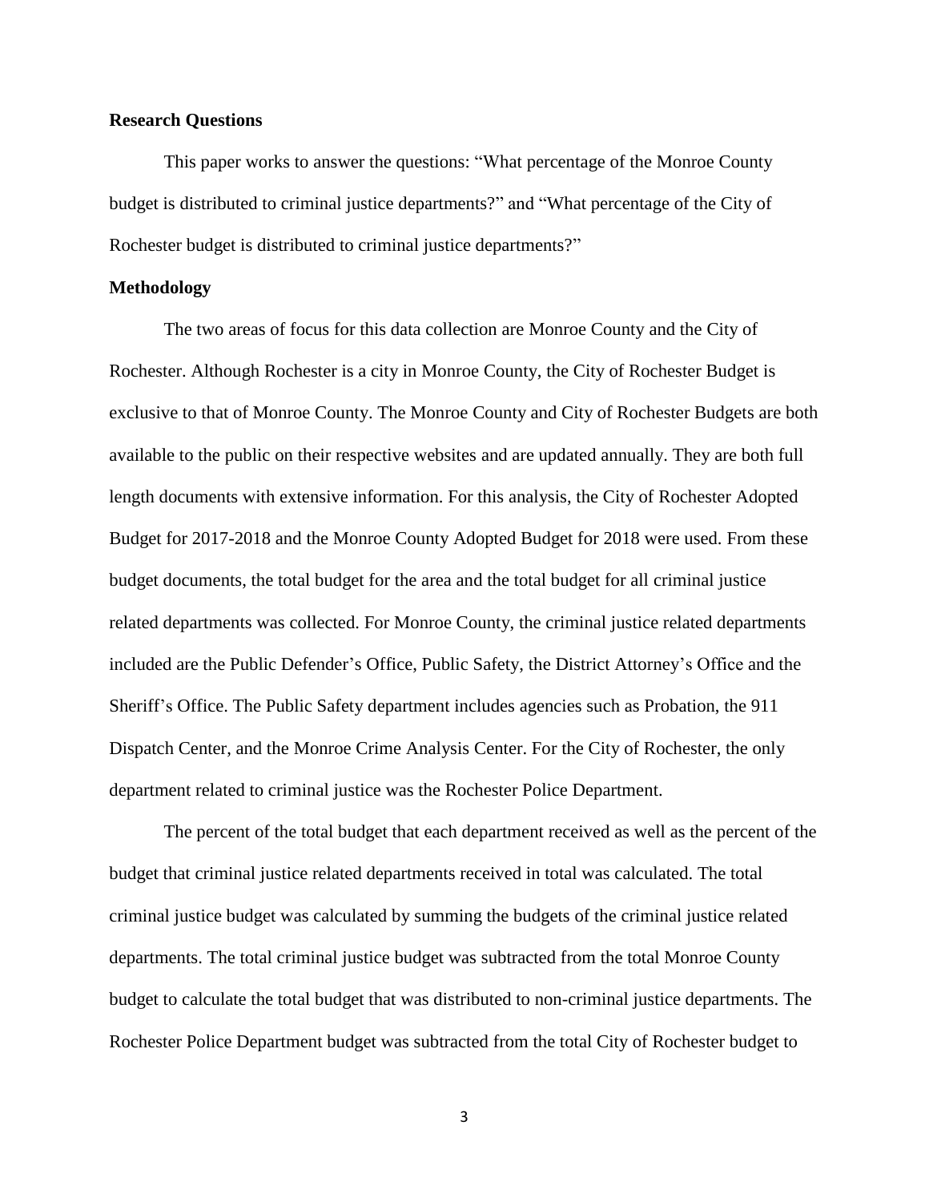**Research Questions**

This paper works to answer the questions: "What percentage of the Monroe County budget is distributed to criminal justice departments?" and "What percentage of the City of Rochester budget is distributed to criminal justice departments?"

**Methodology**

The two areas of focus for this data collection are Monroe County and the City of Rochester. Although Rochester is a city in Monroe County, the City of Rochester Budget is exclusive to that of Monroe County. The Monroe County and City of Rochester Budgets are both available to the public on their respective websites and are updated annually. They are both full length documents with extensive information. For this analysis, the City of Rochester Adopted Budget for 2017-2018 and the Monroe County Adopted Budget for 2018 were used. From these budget documents, the total budget for the area and the total budget for all criminal justice related departments was collected. For Monroe County, the criminal justice related departments included are the Public Defender's Office, Public Safety, the District Attorney's Office and the Sheriff's Office. The Public Safety department includes agencies such as Probation, the 911 Dispatch Center, and the Monroe Crime Analysis Center. For the City of Rochester, the only department related to criminal justice was the Rochester Police Department.

The percent of the total budget that each department received as well as the percent of the budget that criminal justice related departments received in total was calculated. The total criminal justice budget was calculated by summing the budgets of the criminal justice related departments. The total criminal justice budget was subtracted from the total Monroe County budget to calculate the total budget that was distributed to non-criminal justice departments. The Rochester Police Department budget was subtracted from the total City of Rochester budget to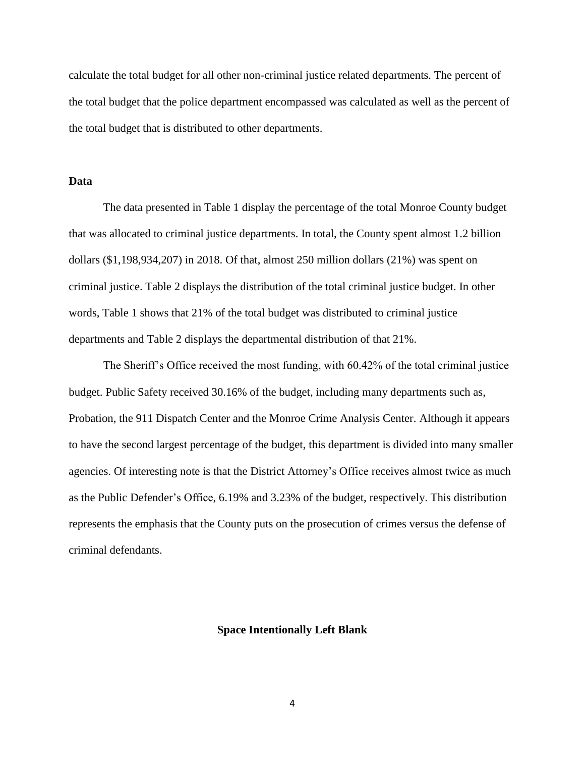calculate the total budget for all other non-criminal justice related departments. The percent of the total budget that the police department encompassed was calculated as well as the percent of the total budget that is distributed to other departments.

## Data

The data presented in Table 1 display the percentage of the total Monroe County budget that was allocated to criminal justice departments. In total, the County spent almost 1.2 billion dollars ($1,198,934,207) in 2018. Of that, almost 250 million dollars (21%) was spent on criminal justice. Table 2 displays the distribution of the total criminal justice budget. In other words, Table 1 shows that 21% of the total budget was distributed to criminal justice departments and Table 2 displays the departmental distribution of that 21%.

The Sheriff's Office received the most funding, with 60.42% of the total criminal justice budget. Public Safety received 30.16% of the budget, including many departments such as, Probation, the 911 Dispatch Center and the Monroe Crime Analysis Center. Although it appears to have the second largest percentage of the budget, this department is divided into many smaller agencies. Of interesting note is that the District Attorney's Office receives almost twice as much as the Public Defender's Office, 6.19% and 3.23% of the budget, respectively. This distribution represents the emphasis that the County puts on the prosecution of crimes versus the defense of criminal defendants.

**Space Intentionally Left Blank**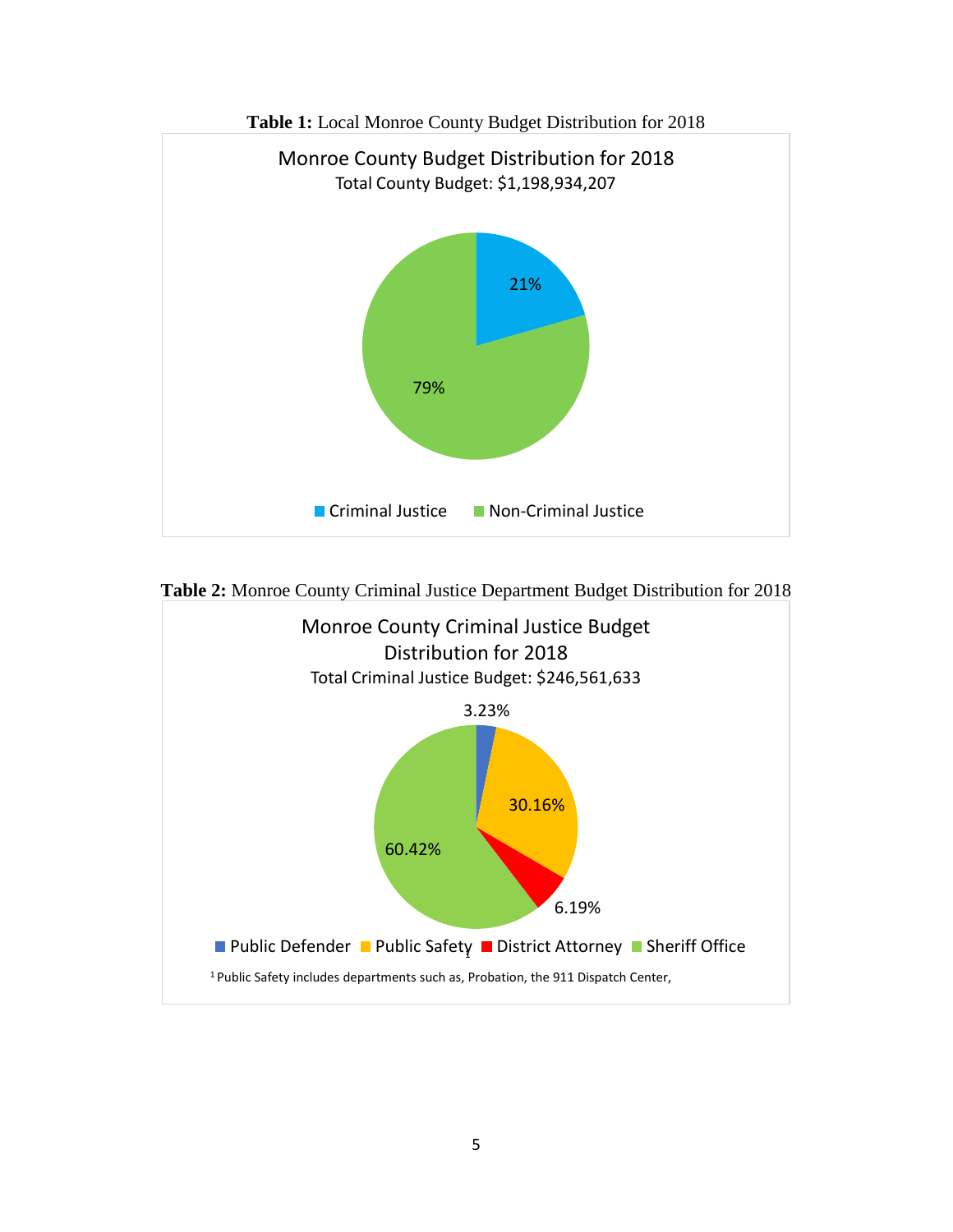**Table 1:** Local Monroe County Budget Distribution for 2018

Monroe County Budget Distribution for 2018

Total County Budget: $1,198,934,207

| Category | Share |
|---|---|
| Criminal Justice | 21% |
| Non-Criminal Justice | 79% |

**Table 2:** Monroe County Criminal Justice Department Budget Distribution for 2018

Monroe County Criminal Justice Budget Distribution for 2018

Total Criminal Justice Budget: $246,561,633

| Department | Share |
|---|---|
| Public Defender | 3.23% |
| Public Safety[1] | 30.16% |
| District Attorney | 6.19% |
| Sheriff Office | 60.42% |

[1] Public Safety includes departments such as, Probation, the 911 Dispatch Center,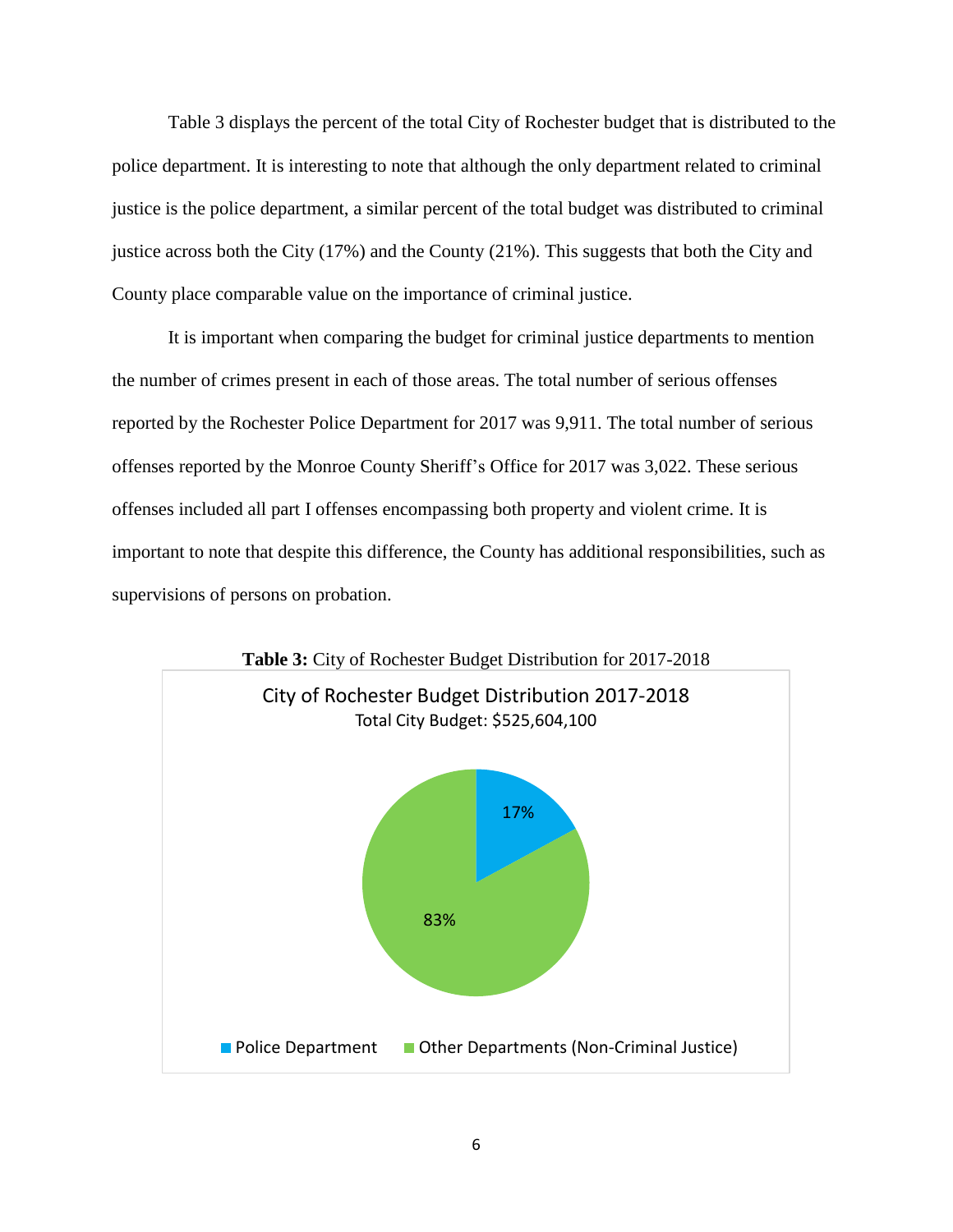Table 3 displays the percent of the total City of Rochester budget that is distributed to the police department. It is interesting to note that although the only department related to criminal justice is the police department, a similar percent of the total budget was distributed to criminal justice across both the City (17%) and the County (21%). This suggests that both the City and County place comparable value on the importance of criminal justice.

It is important when comparing the budget for criminal justice departments to mention the number of crimes present in each of those areas. The total number of serious offenses reported by the Rochester Police Department for 2017 was 9,911. The total number of serious offenses reported by the Monroe County Sheriff's Office for 2017 was 3,022. These serious offenses included all part I offenses encompassing both property and violent crime. It is important to note that despite this difference, the County has additional responsibilities, such as supervisions of persons on probation.

**Table 3:** City of Rochester Budget Distribution for 2017-2018

City of Rochester Budget Distribution 2017-2018
Total City Budget: $525,604,100

| Category | Percent |
|---|---|
| Police Department | 17% |
| Other Departments (Non-Criminal Justice) | 83% |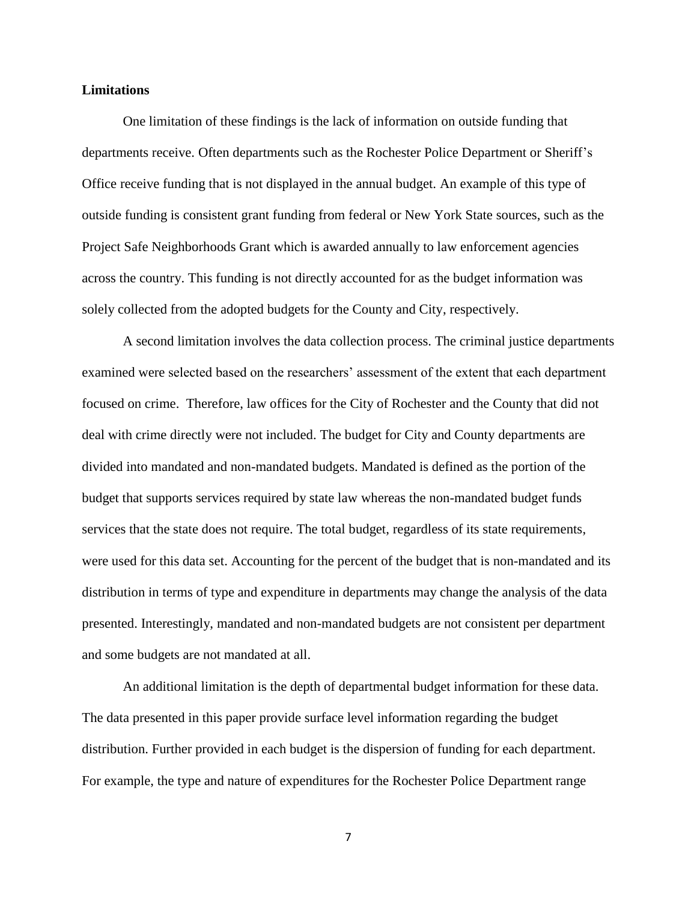**Limitations**

One limitation of these findings is the lack of information on outside funding that departments receive. Often departments such as the Rochester Police Department or Sheriff's Office receive funding that is not displayed in the annual budget. An example of this type of outside funding is consistent grant funding from federal or New York State sources, such as the Project Safe Neighborhoods Grant which is awarded annually to law enforcement agencies across the country. This funding is not directly accounted for as the budget information was solely collected from the adopted budgets for the County and City, respectively.

A second limitation involves the data collection process. The criminal justice departments examined were selected based on the researchers' assessment of the extent that each department focused on crime. Therefore, law offices for the City of Rochester and the County that did not deal with crime directly were not included. The budget for City and County departments are divided into mandated and non-mandated budgets. Mandated is defined as the portion of the budget that supports services required by state law whereas the non-mandated budget funds services that the state does not require. The total budget, regardless of its state requirements, were used for this data set. Accounting for the percent of the budget that is non-mandated and its distribution in terms of type and expenditure in departments may change the analysis of the data presented. Interestingly, mandated and non-mandated budgets are not consistent per department and some budgets are not mandated at all.

An additional limitation is the depth of departmental budget information for these data. The data presented in this paper provide surface level information regarding the budget distribution. Further provided in each budget is the dispersion of funding for each department. For example, the type and nature of expenditures for the Rochester Police Department range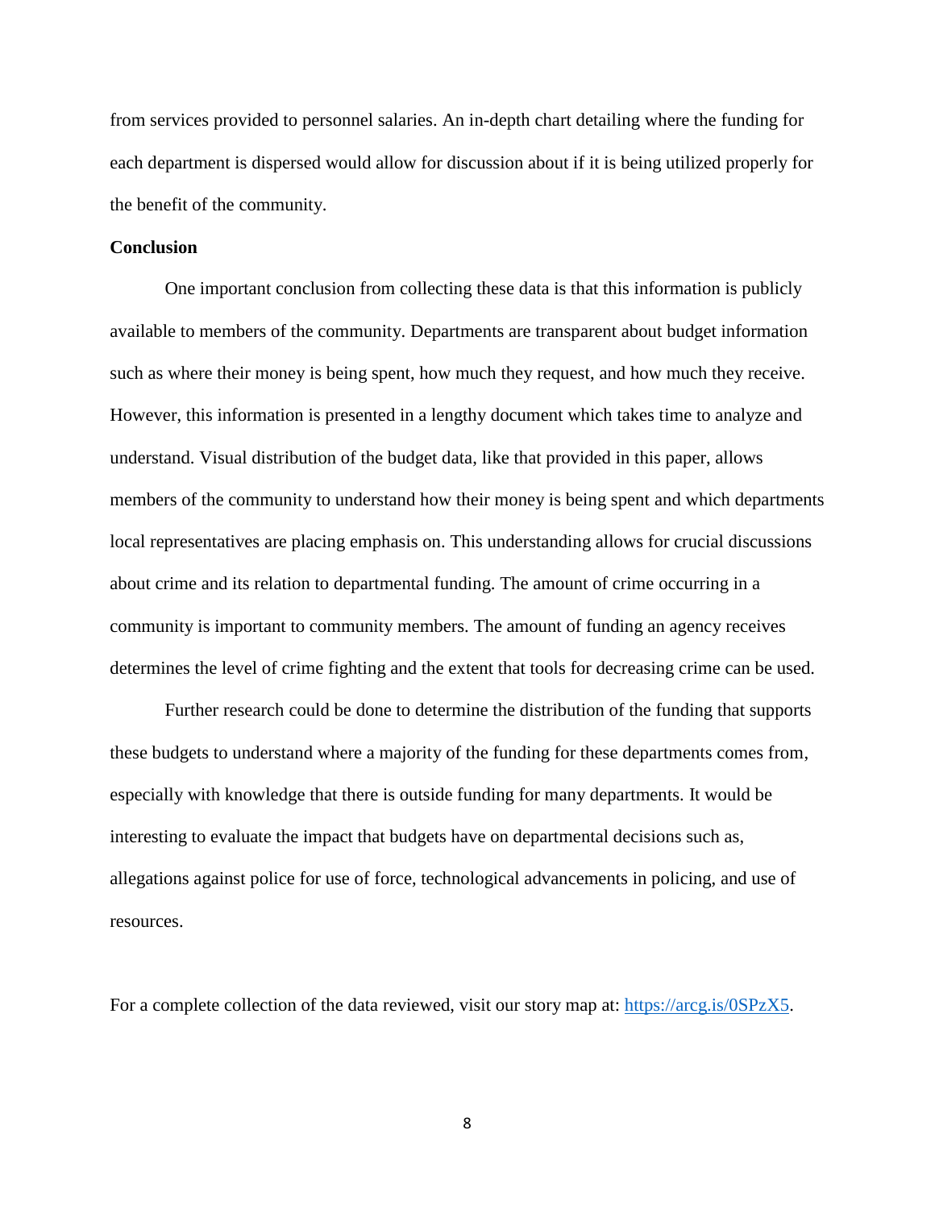from services provided to personnel salaries. An in-depth chart detailing where the funding for each department is dispersed would allow for discussion about if it is being utilized properly for the benefit of the community.

**Conclusion**

One important conclusion from collecting these data is that this information is publicly available to members of the community. Departments are transparent about budget information such as where their money is being spent, how much they request, and how much they receive. However, this information is presented in a lengthy document which takes time to analyze and understand. Visual distribution of the budget data, like that provided in this paper, allows members of the community to understand how their money is being spent and which departments local representatives are placing emphasis on. This understanding allows for crucial discussions about crime and its relation to departmental funding. The amount of crime occurring in a community is important to community members. The amount of funding an agency receives determines the level of crime fighting and the extent that tools for decreasing crime can be used.

Further research could be done to determine the distribution of the funding that supports these budgets to understand where a majority of the funding for these departments comes from, especially with knowledge that there is outside funding for many departments. It would be interesting to evaluate the impact that budgets have on departmental decisions such as, allegations against police for use of force, technological advancements in policing, and use of resources.

For a complete collection of the data reviewed, visit our story map at: [https://arcg.is/0SPzX5](https://arcg.is/0SPzX5).